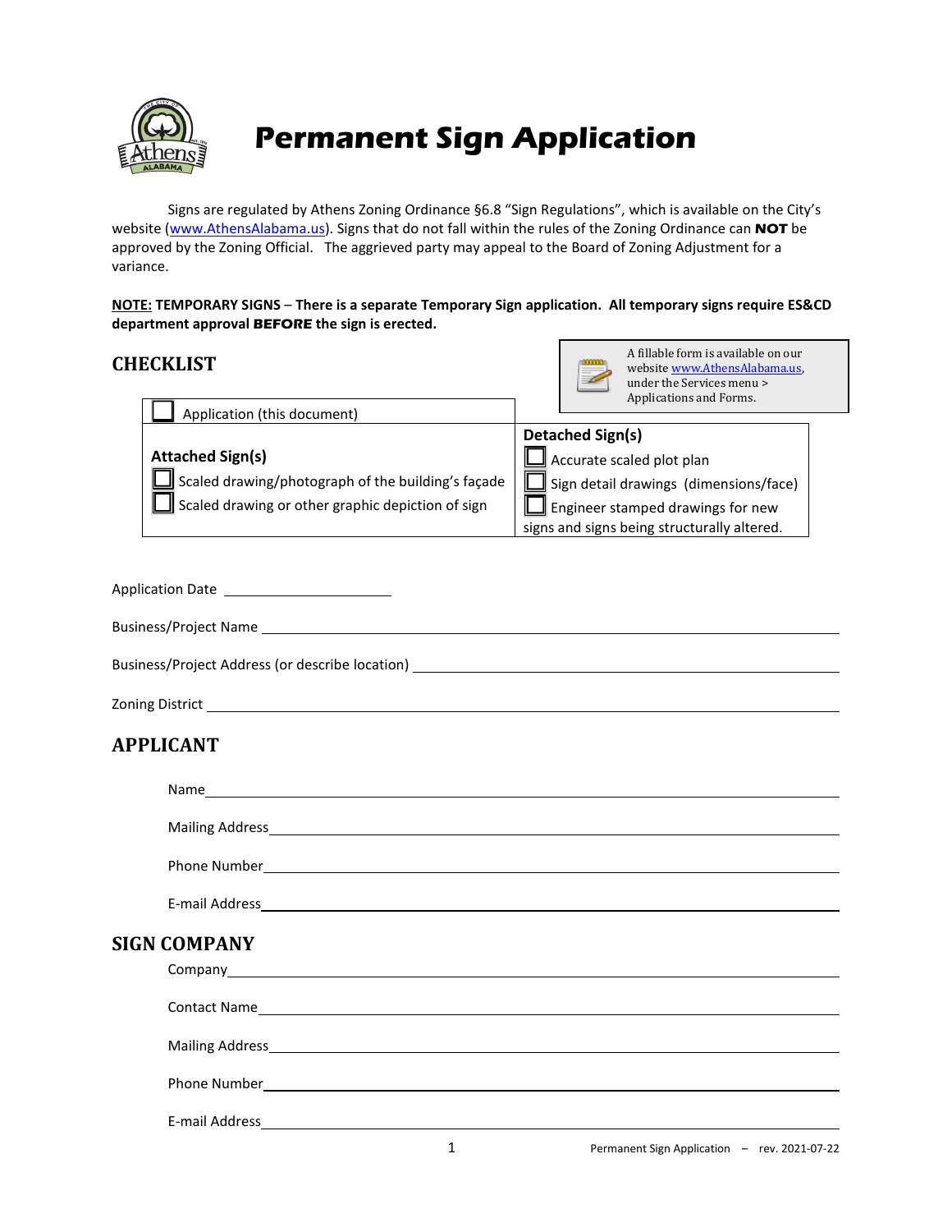# Permanent Sign Application

Signs are regulated by Athens Zoning Ordinance §6.8 "Sign Regulations", which is available on the City's website (www.AthensAlabama.us). Signs that do not fall within the rules of the Zoning Ordinance can **NOT** be approved by the Zoning Official. The aggrieved party may appeal to the Board of Zoning Adjustment for a variance.

**NOTE: TEMPORARY SIGNS – There is a separate Temporary Sign application. All temporary signs require ES&CD department approval BEFORE the sign is erected.**

> A fillable form is available on our website www.AthensAlabama.us, under the Services menu > Applications and Forms.

## CHECKLIST

☐ Application (this document)

| **Attached Sign(s)** | **Detached Sign(s)** |
|---|---|
| ☐ Scaled drawing/photograph of the building's façade | ☐ Accurate scaled plot plan |
| ☐ Scaled drawing or other graphic depiction of sign | ☐ Sign detail drawings (dimensions/face) |
| | ☐ Engineer stamped drawings for new signs and signs being structurally altered. |

Application Date ____________________

Business/Project Name ____________________

Business/Project Address (or describe location) ____________________

Zoning District ____________________

## APPLICANT

Name ____________________

Mailing Address ____________________

Phone Number ____________________

E-mail Address ____________________

## SIGN COMPANY

Company ____________________

Contact Name ____________________

Mailing Address ____________________

Phone Number ____________________

E-mail Address ____________________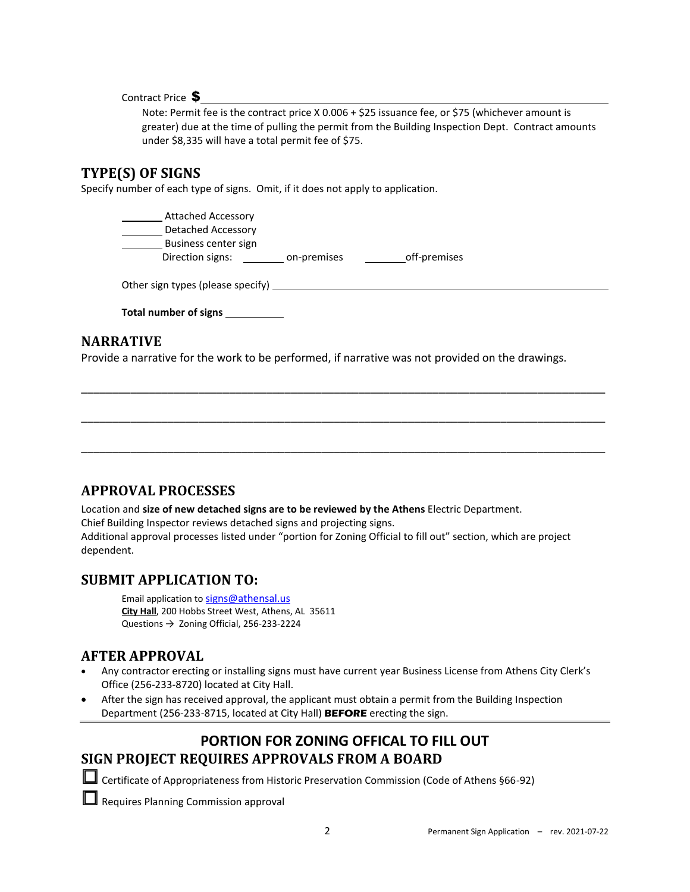Contract Price **$**\_\_\_\_\_\_\_\_\_\_\_\_\_\_\_\_\_\_\_\_\_\_\_\_\_\_\_\_\_\_\_\_\_\_\_\_\_\_\_\_\_\_\_\_\_\_\_\_

Note: Permit fee is the contract price X 0.006 + $25 issuance fee, or $75 (whichever amount is greater) due at the time of pulling the permit from the Building Inspection Dept. Contract amounts under $8,335 will have a total permit fee of $75.

## TYPE(S) OF SIGNS

Specify number of each type of signs. Omit, if it does not apply to application.

\_\_\_\_\_\_\_ Attached Accessory
\_\_\_\_\_\_\_ Detached Accessory
\_\_\_\_\_\_\_ Business center sign
Direction signs: \_\_\_\_\_\_\_ on-premises \_\_\_\_\_\_\_ off-premises

Other sign types (please specify) \_\_\_\_\_\_\_\_\_\_\_\_\_\_\_\_\_\_\_\_\_\_\_\_\_\_\_\_\_\_\_\_\_\_\_\_\_\_\_\_

**Total number of signs** \_\_\_\_\_\_\_\_\_\_

## NARRATIVE

Provide a narrative for the work to be performed, if narrative was not provided on the drawings.

\_\_\_\_\_\_\_\_\_\_\_\_\_\_\_\_\_\_\_\_\_\_\_\_\_\_\_\_\_\_\_\_\_\_\_\_\_\_\_\_\_\_\_\_\_\_\_\_\_\_\_\_\_\_\_\_\_\_\_\_\_\_\_\_\_\_\_\_\_\_\_\_\_\_\_\_\_\_\_\_\_\_\_\_\_\_\_\_\_\_\_\_

\_\_\_\_\_\_\_\_\_\_\_\_\_\_\_\_\_\_\_\_\_\_\_\_\_\_\_\_\_\_\_\_\_\_\_\_\_\_\_\_\_\_\_\_\_\_\_\_\_\_\_\_\_\_\_\_\_\_\_\_\_\_\_\_\_\_\_\_\_\_\_\_\_\_\_\_\_\_\_\_\_\_\_\_\_\_\_\_\_\_\_\_

\_\_\_\_\_\_\_\_\_\_\_\_\_\_\_\_\_\_\_\_\_\_\_\_\_\_\_\_\_\_\_\_\_\_\_\_\_\_\_\_\_\_\_\_\_\_\_\_\_\_\_\_\_\_\_\_\_\_\_\_\_\_\_\_\_\_\_\_\_\_\_\_\_\_\_\_\_\_\_\_\_\_\_\_\_\_\_\_\_\_\_\_

## APPROVAL PROCESSES

Location and **size of new detached signs are to be reviewed by the Athens** Electric Department.
Chief Building Inspector reviews detached signs and projecting signs.
Additional approval processes listed under "portion for Zoning Official to fill out" section, which are project dependent.

## SUBMIT APPLICATION TO:

Email application to signs@athensal.us
**City Hall**, 200 Hobbs Street West, Athens, AL 35611
Questions → Zoning Official, 256-233-2224

## AFTER APPROVAL

- Any contractor erecting or installing signs must have current year Business License from Athens City Clerk's Office (256-233-8720) located at City Hall.
- After the sign has received approval, the applicant must obtain a permit from the Building Inspection Department (256-233-8715, located at City Hall) ***BEFORE*** erecting the sign.

---

## PORTION FOR ZONING OFFICAL TO FILL OUT

## SIGN PROJECT REQUIRES APPROVALS FROM A BOARD

☐ Certificate of Appropriateness from Historic Preservation Commission (Code of Athens §66-92)

☐ Requires Planning Commission approval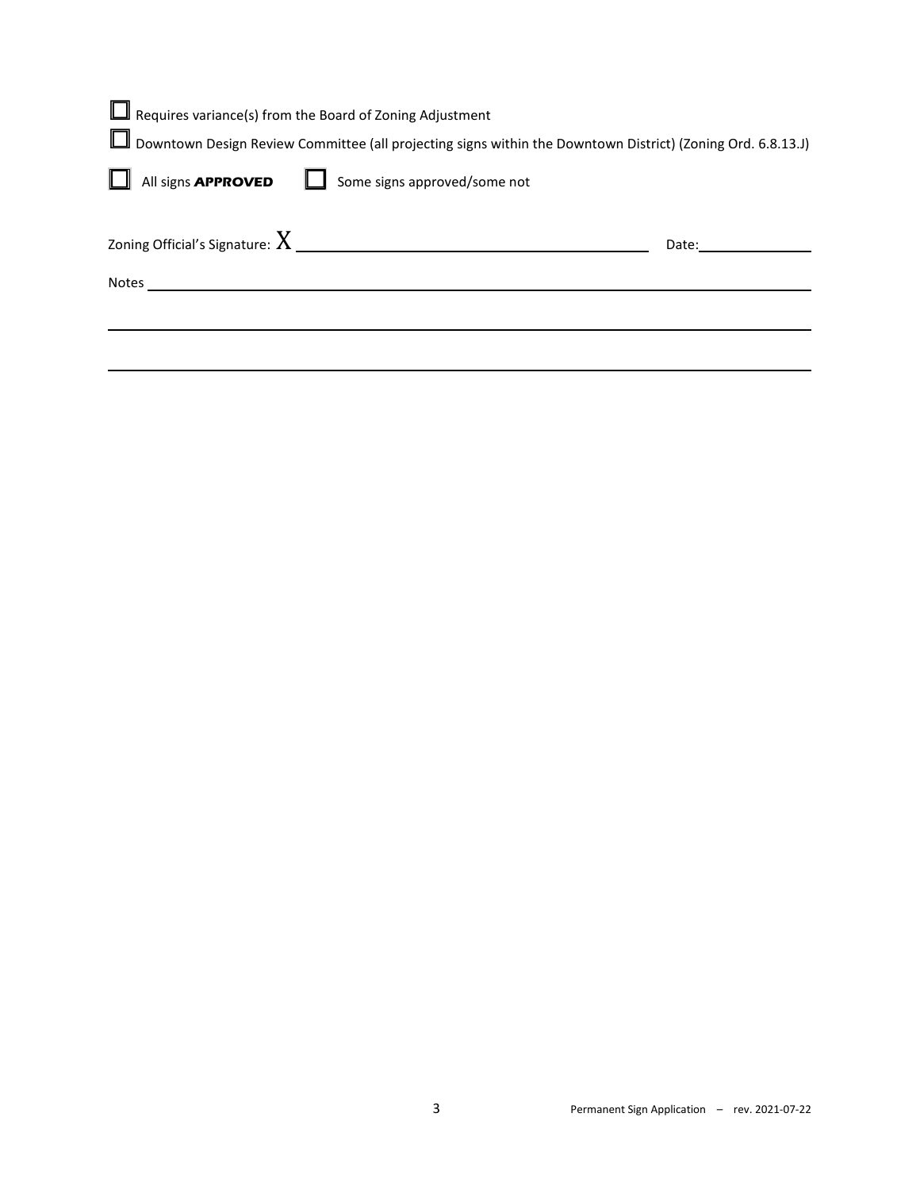☐ Requires variance(s) from the Board of Zoning Adjustment

☐ Downtown Design Review Committee (all projecting signs within the Downtown District) (Zoning Ord. 6.8.13.J)

☐ All signs **APPROVED** ☐ Some signs approved/some not

Zoning Official's Signature: X ______________________________ Date:____________

Notes ________________________________________________________________

______________________________________________________________________

______________________________________________________________________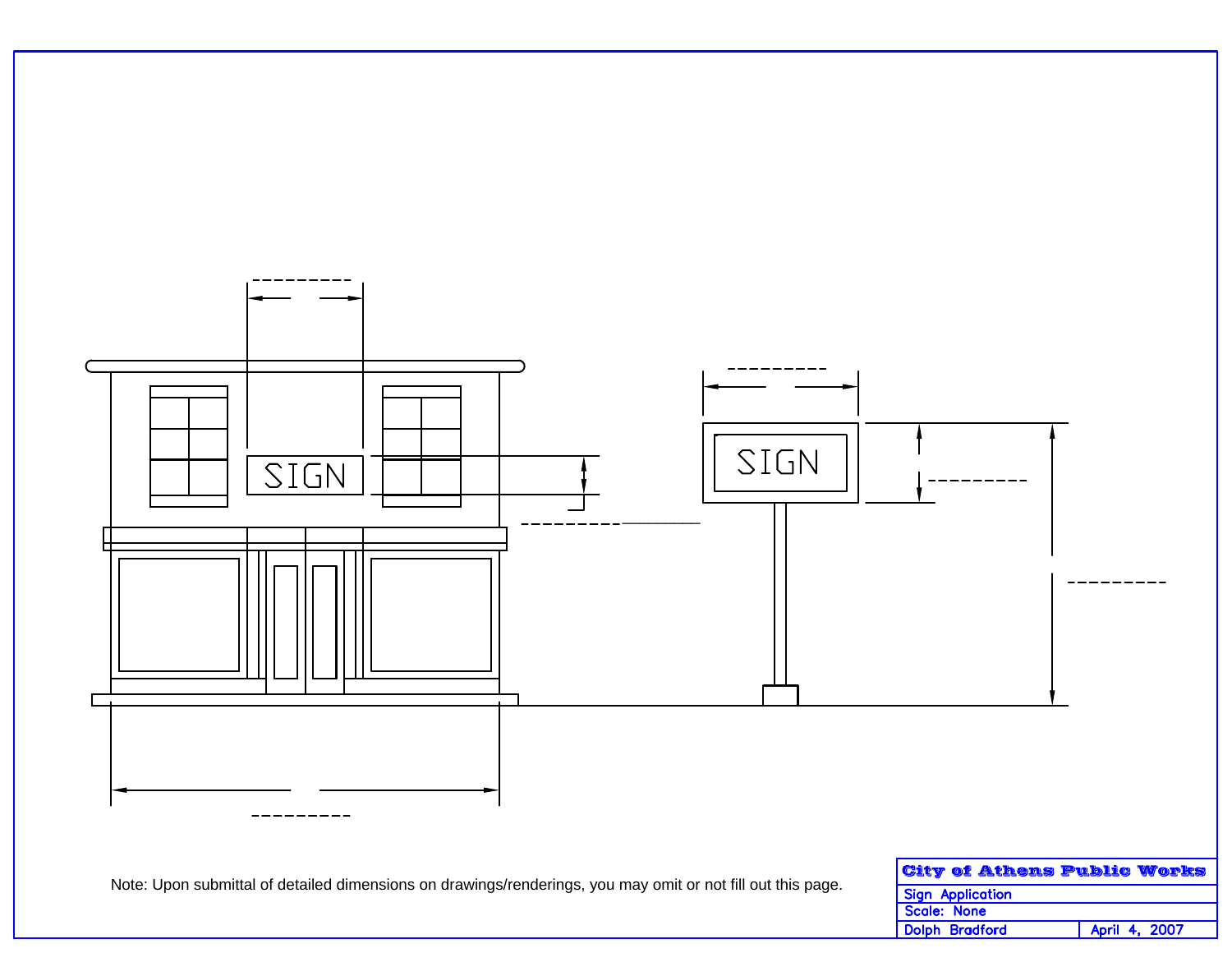SIGN

SIGN

---------

---------

---------

---------

---------

---------

Note: Upon submittal of detailed dimensions on drawings/renderings, you may omit or not fill out this page.

| | |
|---|---|
| City of Athens Public Works | |
| Sign Application | |
| Scale: None | |
| Dolph Bradford | April 4, 2007 |